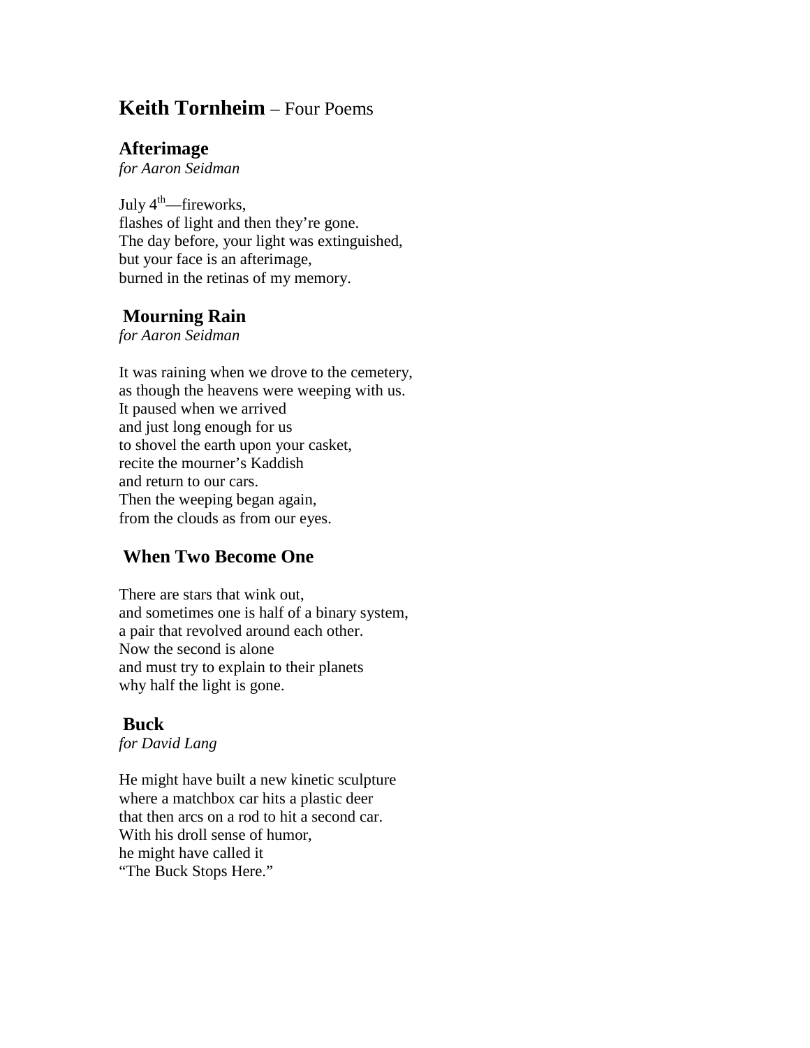## **Keith Tornheim** – Four Poems

### Afterimage

*for Aaron Seidman*

July 4th—fireworks,
flashes of light and then they're gone.
The day before, your light was extinguished,
but your face is an afterimage,
burned in the retinas of my memory.

### Mourning Rain

*for Aaron Seidman*

It was raining when we drove to the cemetery,
as though the heavens were weeping with us.
It paused when we arrived
and just long enough for us
to shovel the earth upon your casket,
recite the mourner's Kaddish
and return to our cars.
Then the weeping began again,
from the clouds as from our eyes.

### When Two Become One

There are stars that wink out,
and sometimes one is half of a binary system,
a pair that revolved around each other.
Now the second is alone
and must try to explain to their planets
why half the light is gone.

### Buck

*for David Lang*

He might have built a new kinetic sculpture
where a matchbox car hits a plastic deer
that then arcs on a rod to hit a second car.
With his droll sense of humor,
he might have called it
"The Buck Stops Here."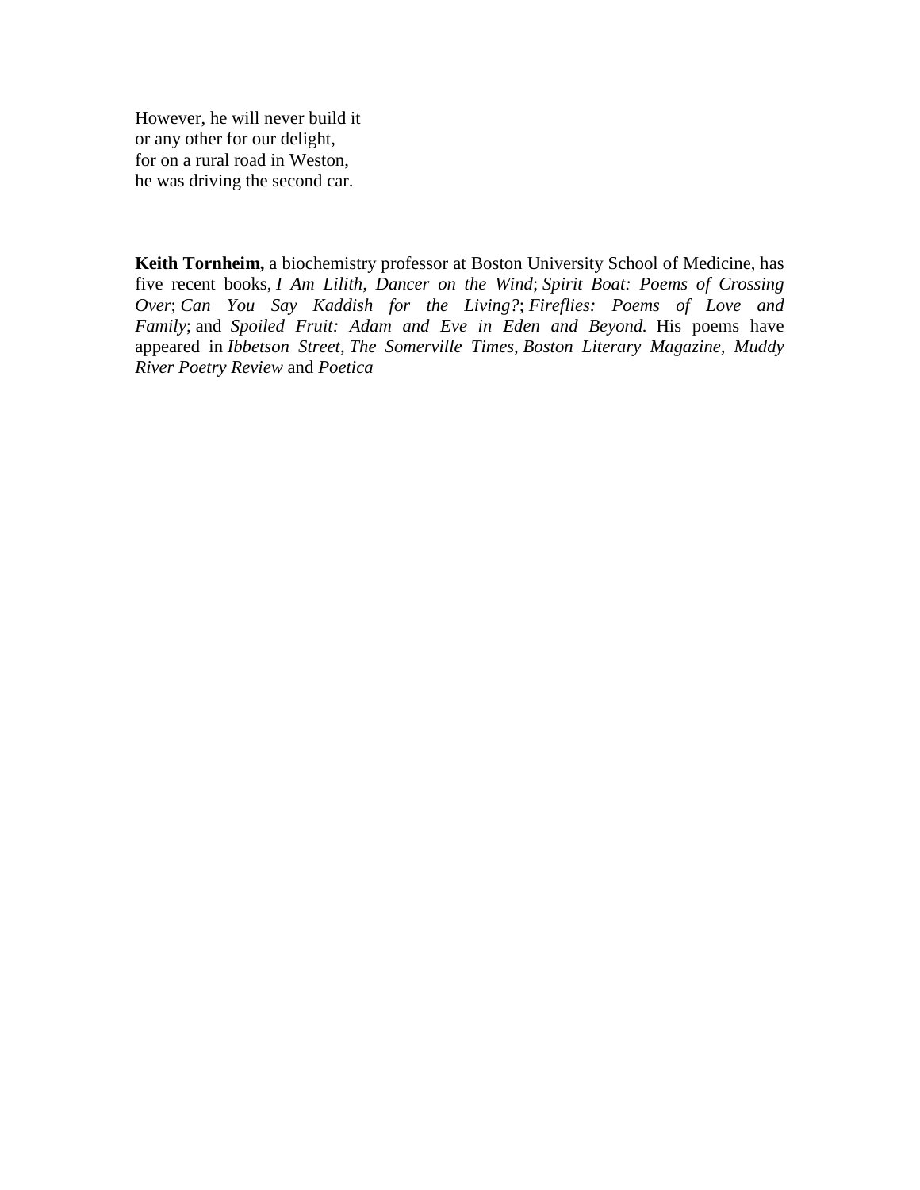However, he will never build it  
or any other for our delight,  
for on a rural road in Weston,  
he was driving the second car.

**Keith Tornheim,** a biochemistry professor at Boston University School of Medicine, has five recent books, *I Am Lilith, Dancer on the Wind*; *Spirit Boat: Poems of Crossing Over*; *Can You Say Kaddish for the Living?*; *Fireflies: Poems of Love and Family*; and *Spoiled Fruit: Adam and Eve in Eden and Beyond.* His poems have appeared in *Ibbetson Street*, *The Somerville Times*, *Boston Literary Magazine*, *Muddy River Poetry Review* and *Poetica*